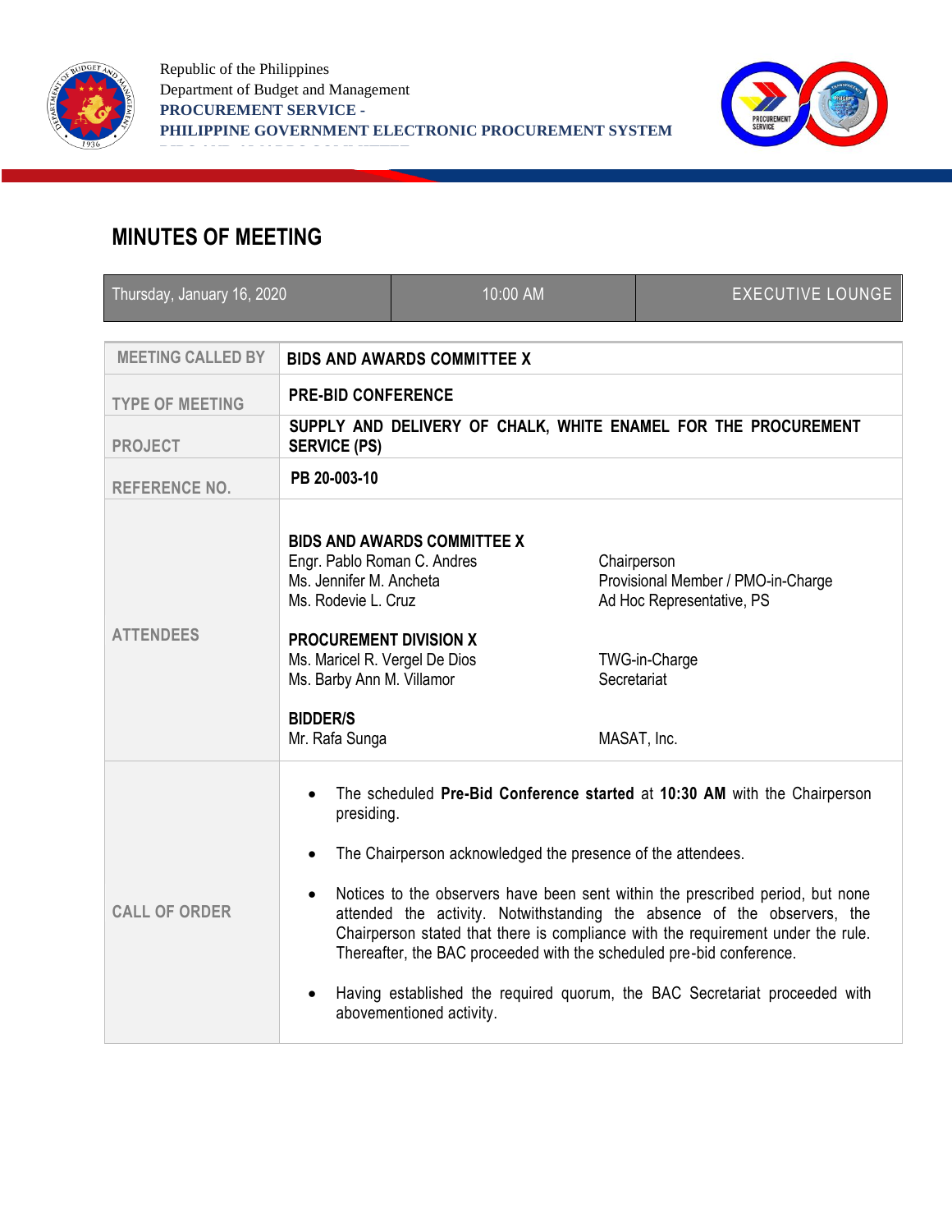Republic of the Philippines
Department of Budget and Management
**PROCUREMENT SERVICE -**
**PHILIPPINE GOVERNMENT ELECTRONIC PROCUREMENT SYSTEM**

# MINUTES OF MEETING

| Thursday, January 16, 2020 | 10:00 AM | EXECUTIVE LOUNGE |
|---|---|---|

| | |
|---|---|
| MEETING CALLED BY | **BIDS AND AWARDS COMMITTEE X** |
| TYPE OF MEETING | **PRE-BID CONFERENCE** |
| PROJECT | **SUPPLY AND DELIVERY OF CHALK, WHITE ENAMEL FOR THE PROCUREMENT SERVICE (PS)** |
| REFERENCE NO. | **PB 20-003-10** |
| ATTENDEES | **BIDS AND AWARDS COMMITTEE X**<br>Engr. Pablo Roman C. Andres — Chairperson<br>Ms. Jennifer M. Ancheta — Provisional Member / PMO-in-Charge<br>Ms. Rodevie L. Cruz — Ad Hoc Representative, PS<br><br>**PROCUREMENT DIVISION X**<br>Ms. Maricel R. Vergel De Dios — TWG-in-Charge<br>Ms. Barby Ann M. Villamor — Secretariat<br><br>**BIDDER/S**<br>Mr. Rafa Sunga — MASAT, Inc. |
| CALL OF ORDER | • The scheduled **Pre-Bid Conference started** at **10:30 AM** with the Chairperson presiding.<br><br>• The Chairperson acknowledged the presence of the attendees.<br><br>• Notices to the observers have been sent within the prescribed period, but none attended the activity. Notwithstanding the absence of the observers, the Chairperson stated that there is compliance with the requirement under the rule. Thereafter, the BAC proceeded with the scheduled pre-bid conference.<br><br>• Having established the required quorum, the BAC Secretariat proceeded with abovementioned activity. |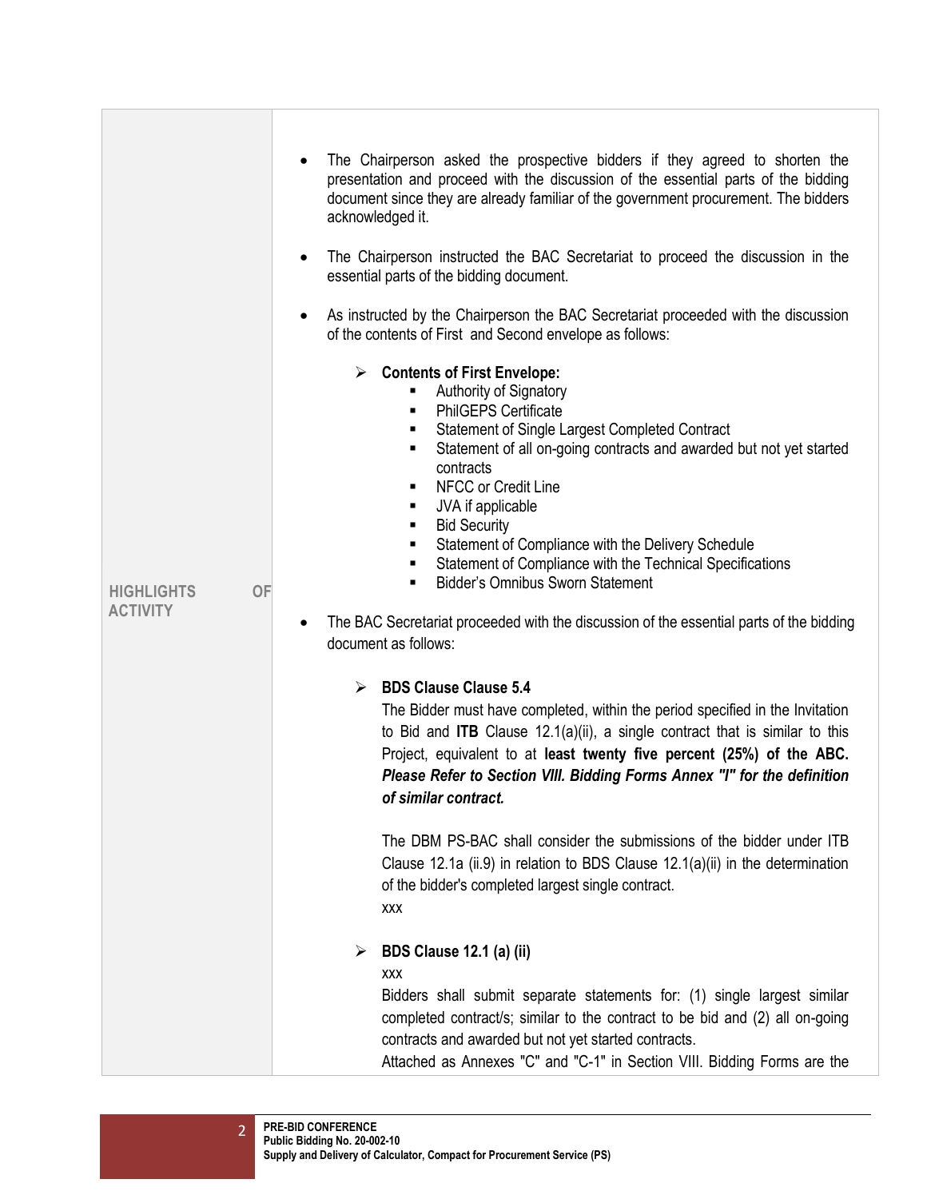**HIGHLIGHTS OF ACTIVITY**

- The Chairperson asked the prospective bidders if they agreed to shorten the presentation and proceed with the discussion of the essential parts of the bidding document since they are already familiar of the government procurement. The bidders acknowledged it.

- The Chairperson instructed the BAC Secretariat to proceed the discussion in the essential parts of the bidding document.

- As instructed by the Chairperson the BAC Secretariat proceeded with the discussion of the contents of First and Second envelope as follows:

  - **Contents of First Envelope:**
    - Authority of Signatory
    - PhilGEPS Certificate
    - Statement of Single Largest Completed Contract
    - Statement of all on-going contracts and awarded but not yet started contracts
    - NFCC or Credit Line
    - JVA if applicable
    - Bid Security
    - Statement of Compliance with the Delivery Schedule
    - Statement of Compliance with the Technical Specifications
    - Bidder's Omnibus Sworn Statement

- The BAC Secretariat proceeded with the discussion of the essential parts of the bidding document as follows:

  - **BDS Clause Clause 5.4**

    The Bidder must have completed, within the period specified in the Invitation to Bid and **ITB** Clause 12.1(a)(ii), a single contract that is similar to this Project, equivalent to at **least twenty five percent (25%) of the ABC.** ***Please Refer to Section VIII. Bidding Forms Annex "I" for the definition of similar contract.***

    The DBM PS-BAC shall consider the submissions of the bidder under ITB Clause 12.1a (ii.9) in relation to BDS Clause 12.1(a)(ii) in the determination of the bidder's completed largest single contract.

    xxx

  - **BDS Clause 12.1 (a) (ii)**

    xxx

    Bidders shall submit separate statements for: (1) single largest similar completed contract/s; similar to the contract to be bid and (2) all on-going contracts and awarded but not yet started contracts.

    Attached as Annexes "C" and "C-1" in Section VIII. Bidding Forms are the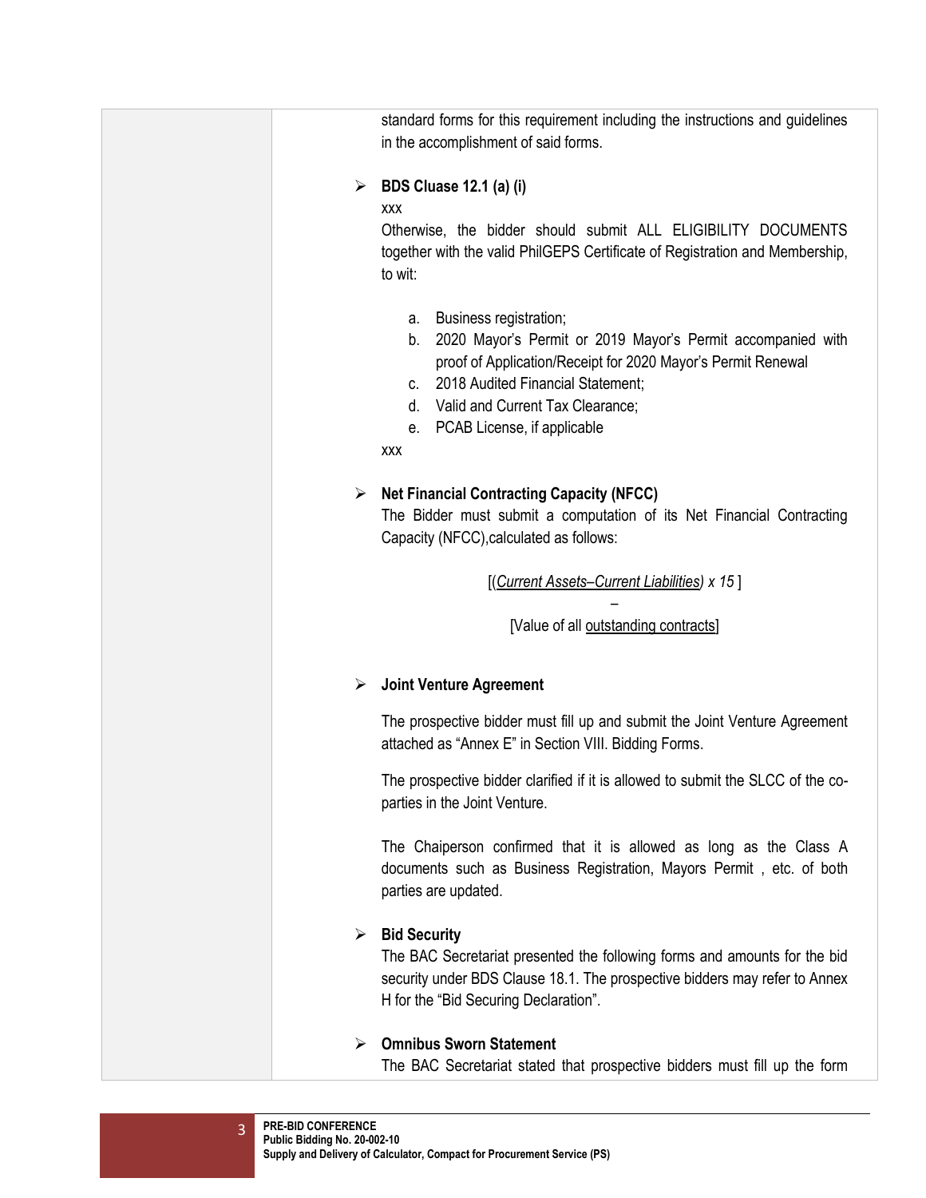standard forms for this requirement including the instructions and guidelines in the accomplishment of said forms.

- **BDS Cluase 12.1 (a) (i)**

  xxx

  Otherwise, the bidder should submit ALL ELIGIBILITY DOCUMENTS together with the valid PhilGEPS Certificate of Registration and Membership, to wit:

  a. Business registration;
  b. 2020 Mayor's Permit or 2019 Mayor's Permit accompanied with proof of Application/Receipt for 2020 Mayor's Permit Renewal
  c. 2018 Audited Financial Statement;
  d. Valid and Current Tax Clearance;
  e. PCAB License, if applicable

  xxx

- **Net Financial Contracting Capacity (NFCC)**

  The Bidder must submit a computation of its Net Financial Contracting Capacity (NFCC),calculated as follows:

  [(*Current Assets–Current Liabilities*) *x 15* ]

  –

  [Value of all outstanding contracts]

- **Joint Venture Agreement**

  The prospective bidder must fill up and submit the Joint Venture Agreement attached as "Annex E" in Section VIII. Bidding Forms.

  The prospective bidder clarified if it is allowed to submit the SLCC of the co-parties in the Joint Venture.

  The Chaiperson confirmed that it is allowed as long as the Class A documents such as Business Registration, Mayors Permit , etc. of both parties are updated.

- **Bid Security**

  The BAC Secretariat presented the following forms and amounts for the bid security under BDS Clause 18.1. The prospective bidders may refer to Annex H for the "Bid Securing Declaration".

- **Omnibus Sworn Statement**

  The BAC Secretariat stated that prospective bidders must fill up the form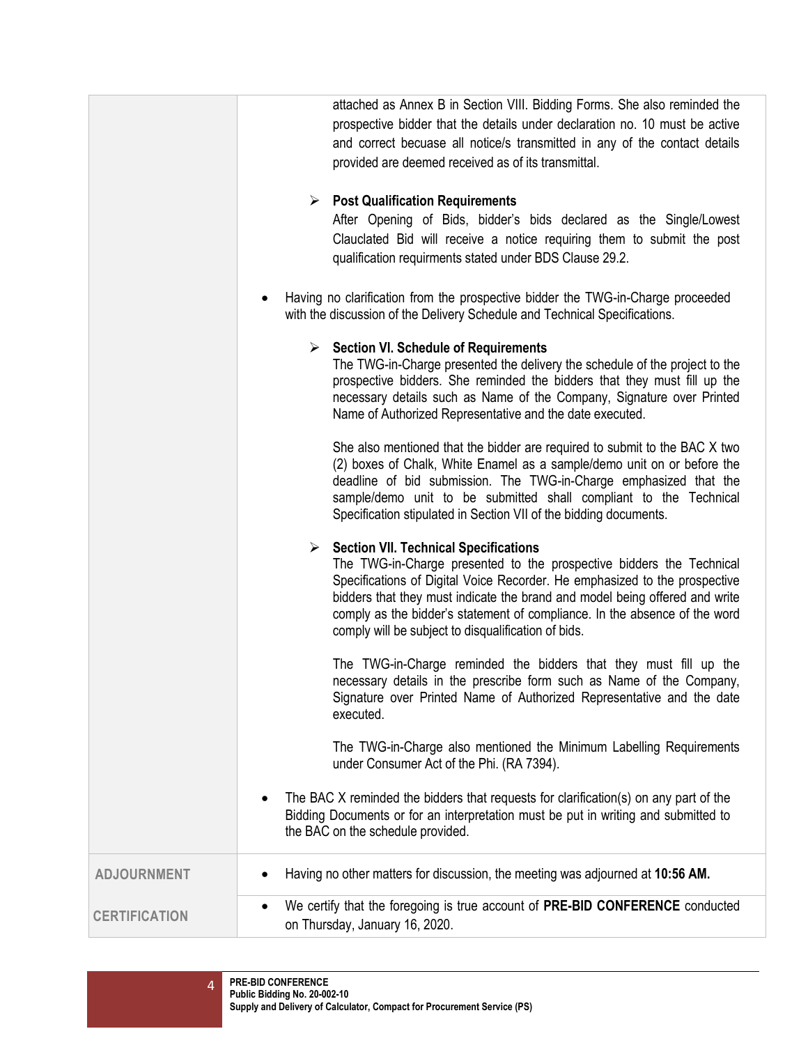| | |
|---|---|
| | attached as Annex B in Section VIII. Bidding Forms. She also reminded the prospective bidder that the details under declaration no. 10 must be active and correct becuase all notice/s transmitted in any of the contact details provided are deemed received as of its transmittal.<br><br>➢ **Post Qualification Requirements**<br>After Opening of Bids, bidder's bids declared as the Single/Lowest Clauclated Bid will receive a notice requiring them to submit the post qualification requirments stated under BDS Clause 29.2.<br><br>• Having no clarification from the prospective bidder the TWG-in-Charge proceeded with the discussion of the Delivery Schedule and Technical Specifications.<br><br>➢ **Section VI. Schedule of Requirements**<br>The TWG-in-Charge presented the delivery the schedule of the project to the prospective bidders. She reminded the bidders that they must fill up the necessary details such as Name of the Company, Signature over Printed Name of Authorized Representative and the date executed.<br><br>She also mentioned that the bidder are required to submit to the BAC X two (2) boxes of Chalk, White Enamel as a sample/demo unit on or before the deadline of bid submission. The TWG-in-Charge emphasized that the sample/demo unit to be submitted shall compliant to the Technical Specification stipulated in Section VII of the bidding documents.<br><br>➢ **Section VII. Technical Specifications**<br>The TWG-in-Charge presented to the prospective bidders the Technical Specifications of Digital Voice Recorder. He emphasized to the prospective bidders that they must indicate the brand and model being offered and write comply as the bidder's statement of compliance. In the absence of the word comply will be subject to disqualification of bids.<br><br>The TWG-in-Charge reminded the bidders that they must fill up the necessary details in the prescribe form such as Name of the Company, Signature over Printed Name of Authorized Representative and the date executed.<br><br>The TWG-in-Charge also mentioned the Minimum Labelling Requirements under Consumer Act of the Phi. (RA 7394).<br><br>• The BAC X reminded the bidders that requests for clarification(s) on any part of the Bidding Documents or for an interpretation must be put in writing and submitted to the BAC on the schedule provided. |
| **ADJOURNMENT** | • Having no other matters for discussion, the meeting was adjourned at **10:56 AM.** |
| **CERTIFICATION** | • We certify that the foregoing is true account of **PRE-BID CONFERENCE** conducted on Thursday, January 16, 2020. |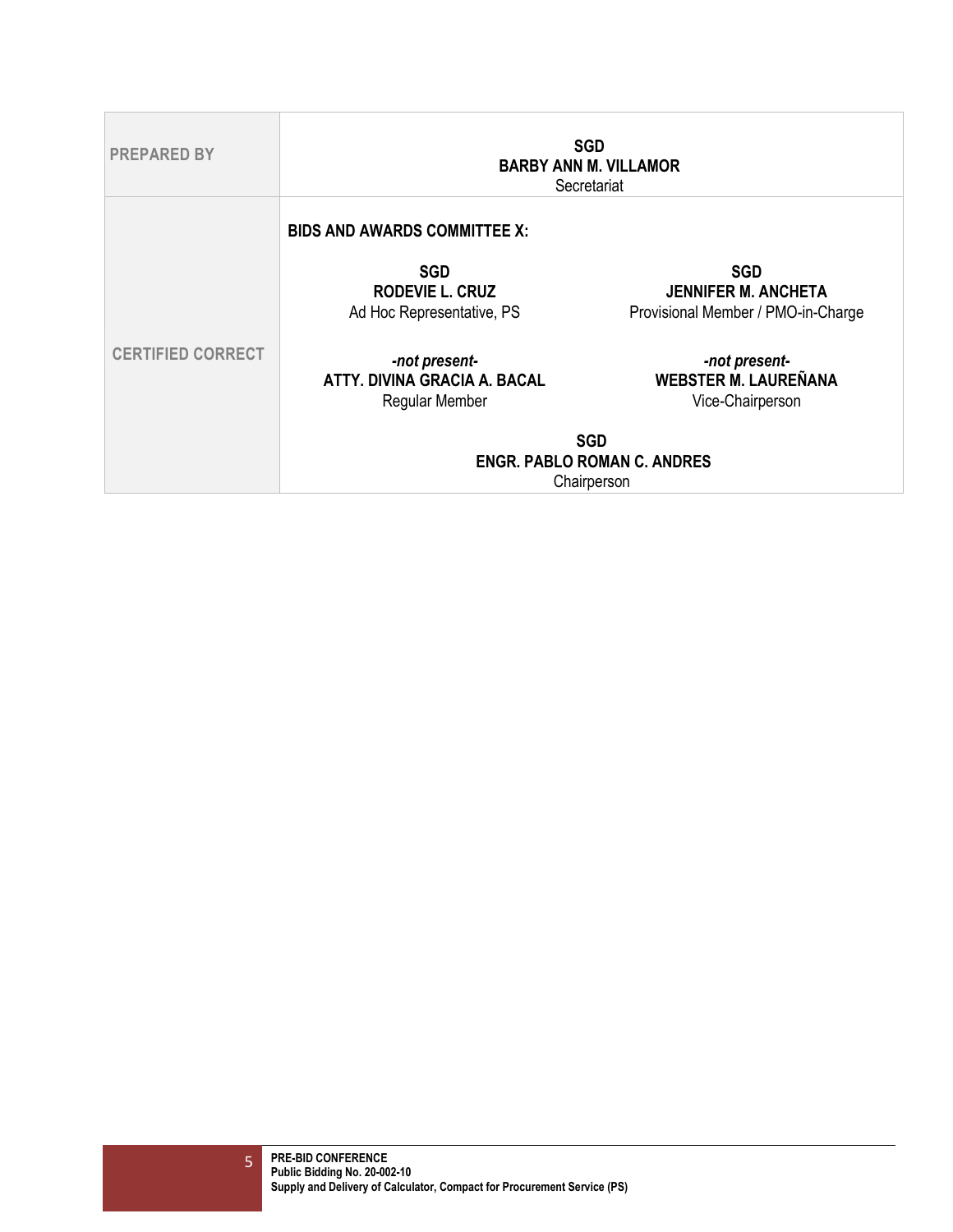| | | |
|---|---|---|
| **PREPARED BY** | **SGD**<br>**BARBY ANN M. VILLAMOR**<br>Secretariat | |
| **CERTIFIED CORRECT** | **BIDS AND AWARDS COMMITTEE X:**<br><br>**SGD**<br>**RODEVIE L. CRUZ**<br>Ad Hoc Representative, PS<br><br>***-not present-***<br>**ATTY. DIVINA GRACIA A. BACAL**<br>Regular Member | **SGD**<br>**JENNIFER M. ANCHETA**<br>Provisional Member / PMO-in-Charge<br><br>***-not present-***<br>**WEBSTER M. LAUREÑANA**<br>Vice-Chairperson |
| | **SGD**<br>**ENGR. PABLO ROMAN C. ANDRES**<br>Chairperson | |